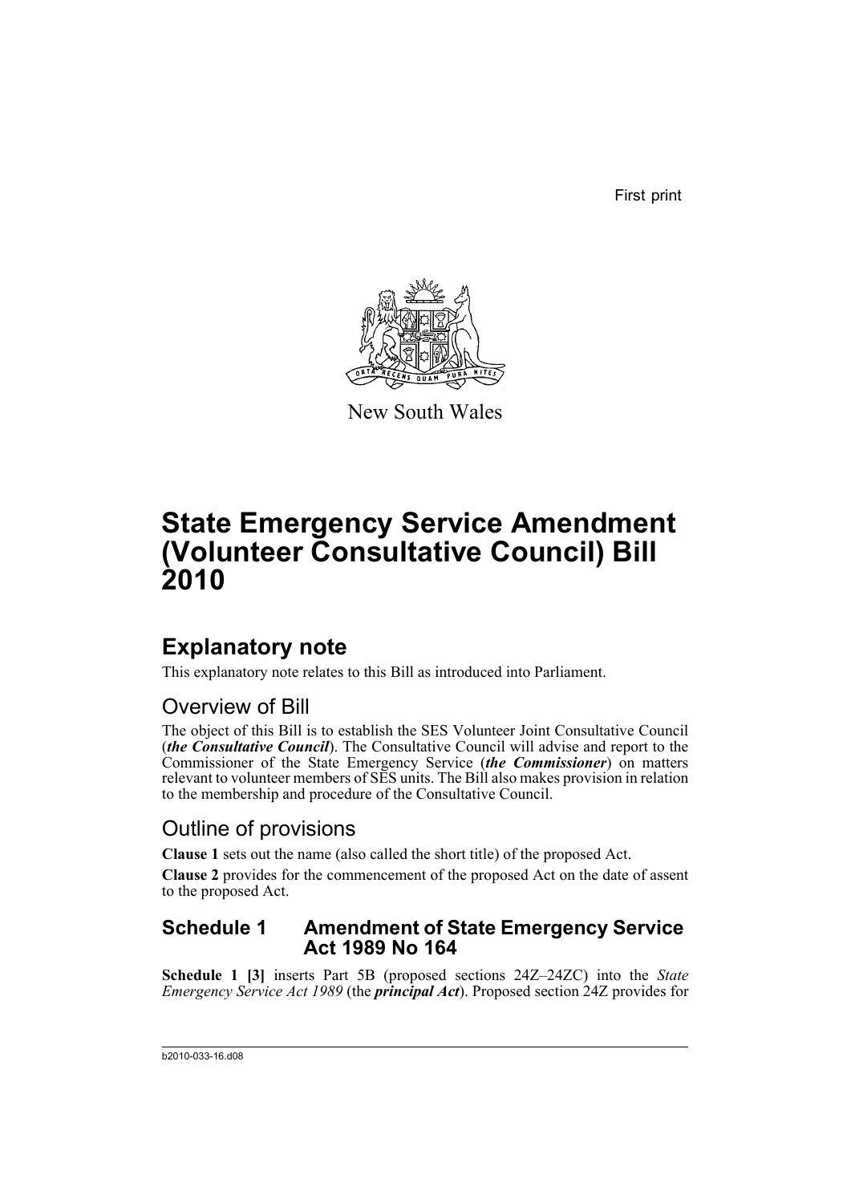First print

New South Wales

# State Emergency Service Amendment (Volunteer Consultative Council) Bill 2010

## Explanatory note

This explanatory note relates to this Bill as introduced into Parliament.

### Overview of Bill

The object of this Bill is to establish the SES Volunteer Joint Consultative Council (***the Consultative Council***). The Consultative Council will advise and report to the Commissioner of the State Emergency Service (***the Commissioner***) on matters relevant to volunteer members of SES units. The Bill also makes provision in relation to the membership and procedure of the Consultative Council.

### Outline of provisions

**Clause 1** sets out the name (also called the short title) of the proposed Act.

**Clause 2** provides for the commencement of the proposed Act on the date of assent to the proposed Act.

### Schedule 1 Amendment of State Emergency Service Act 1989 No 164

**Schedule 1 [3]** inserts Part 5B (proposed sections 24Z–24ZC) into the *State Emergency Service Act 1989* (the ***principal Act***). Proposed section 24Z provides for

b2010-033-16.d08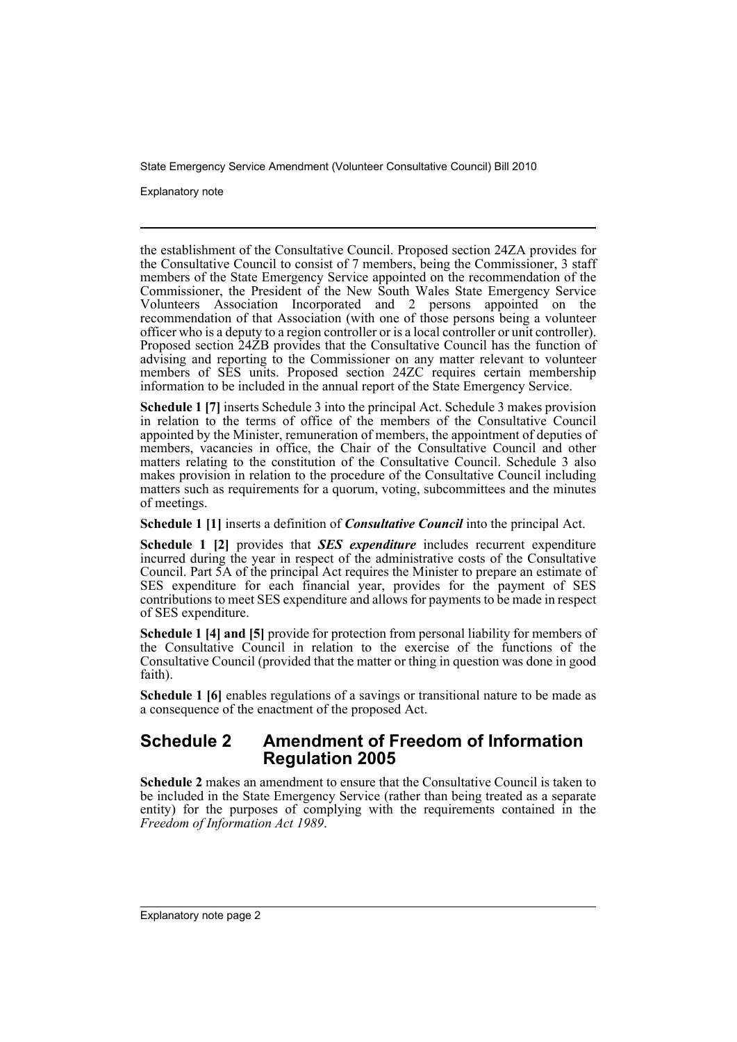the establishment of the Consultative Council. Proposed section 24ZA provides for the Consultative Council to consist of 7 members, being the Commissioner, 3 staff members of the State Emergency Service appointed on the recommendation of the Commissioner, the President of the New South Wales State Emergency Service Volunteers Association Incorporated and 2 persons appointed on the recommendation of that Association (with one of those persons being a volunteer officer who is a deputy to a region controller or is a local controller or unit controller). Proposed section 24ZB provides that the Consultative Council has the function of advising and reporting to the Commissioner on any matter relevant to volunteer members of SES units. Proposed section 24ZC requires certain membership information to be included in the annual report of the State Emergency Service.

**Schedule 1 [7]** inserts Schedule 3 into the principal Act. Schedule 3 makes provision in relation to the terms of office of the members of the Consultative Council appointed by the Minister, remuneration of members, the appointment of deputies of members, vacancies in office, the Chair of the Consultative Council and other matters relating to the constitution of the Consultative Council. Schedule 3 also makes provision in relation to the procedure of the Consultative Council including matters such as requirements for a quorum, voting, subcommittees and the minutes of meetings.

**Schedule 1 [1]** inserts a definition of ***Consultative Council*** into the principal Act.

**Schedule 1 [2]** provides that ***SES expenditure*** includes recurrent expenditure incurred during the year in respect of the administrative costs of the Consultative Council. Part 5A of the principal Act requires the Minister to prepare an estimate of SES expenditure for each financial year, provides for the payment of SES contributions to meet SES expenditure and allows for payments to be made in respect of SES expenditure.

**Schedule 1 [4] and [5]** provide for protection from personal liability for members of the Consultative Council in relation to the exercise of the functions of the Consultative Council (provided that the matter or thing in question was done in good faith).

**Schedule 1 [6]** enables regulations of a savings or transitional nature to be made as a consequence of the enactment of the proposed Act.

## Schedule 2 Amendment of Freedom of Information Regulation 2005

**Schedule 2** makes an amendment to ensure that the Consultative Council is taken to be included in the State Emergency Service (rather than being treated as a separate entity) for the purposes of complying with the requirements contained in the *Freedom of Information Act 1989*.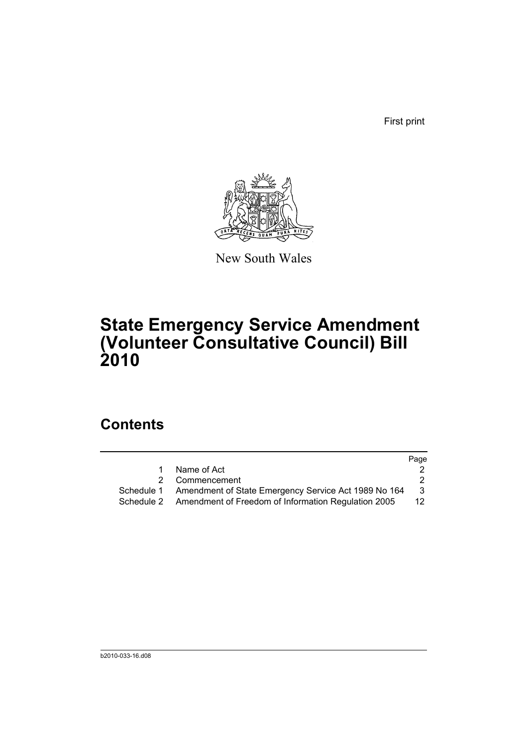First print

New South Wales

# State Emergency Service Amendment (Volunteer Consultative Council) Bill 2010

## Contents

| | | Page |
|---|---|---|
| 1 | Name of Act | 2 |
| 2 | Commencement | 2 |
| Schedule 1 | Amendment of State Emergency Service Act 1989 No 164 | 3 |
| Schedule 2 | Amendment of Freedom of Information Regulation 2005 | 12 |

b2010-033-16.d08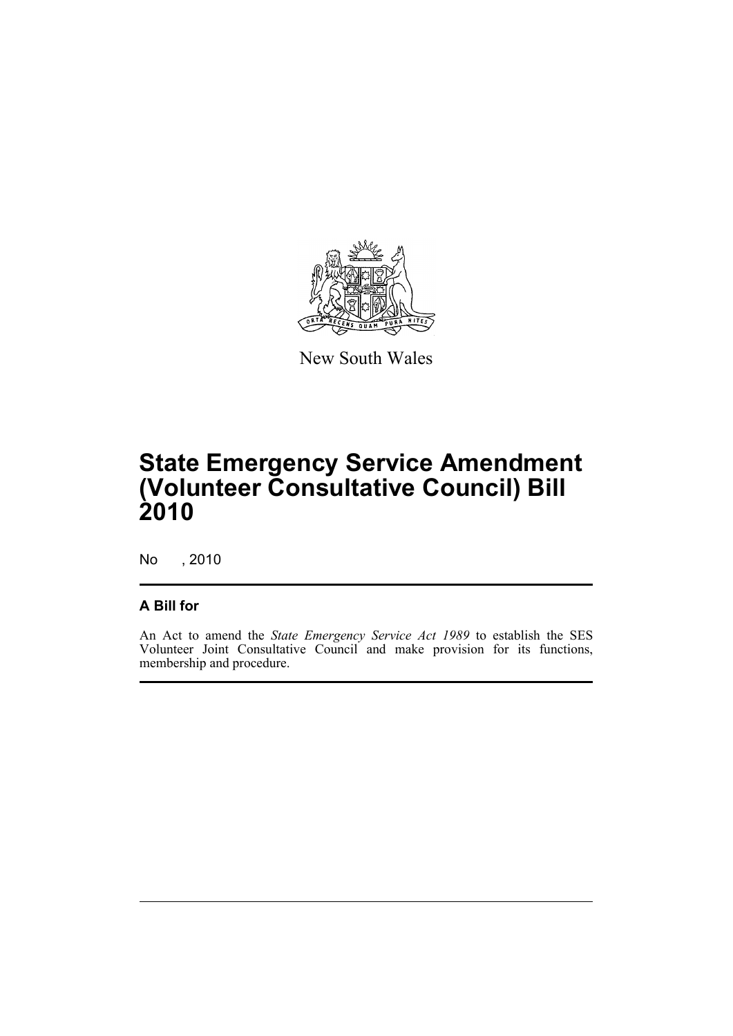New South Wales

# State Emergency Service Amendment (Volunteer Consultative Council) Bill 2010

No , 2010

## A Bill for

An Act to amend the *State Emergency Service Act 1989* to establish the SES Volunteer Joint Consultative Council and make provision for its functions, membership and procedure.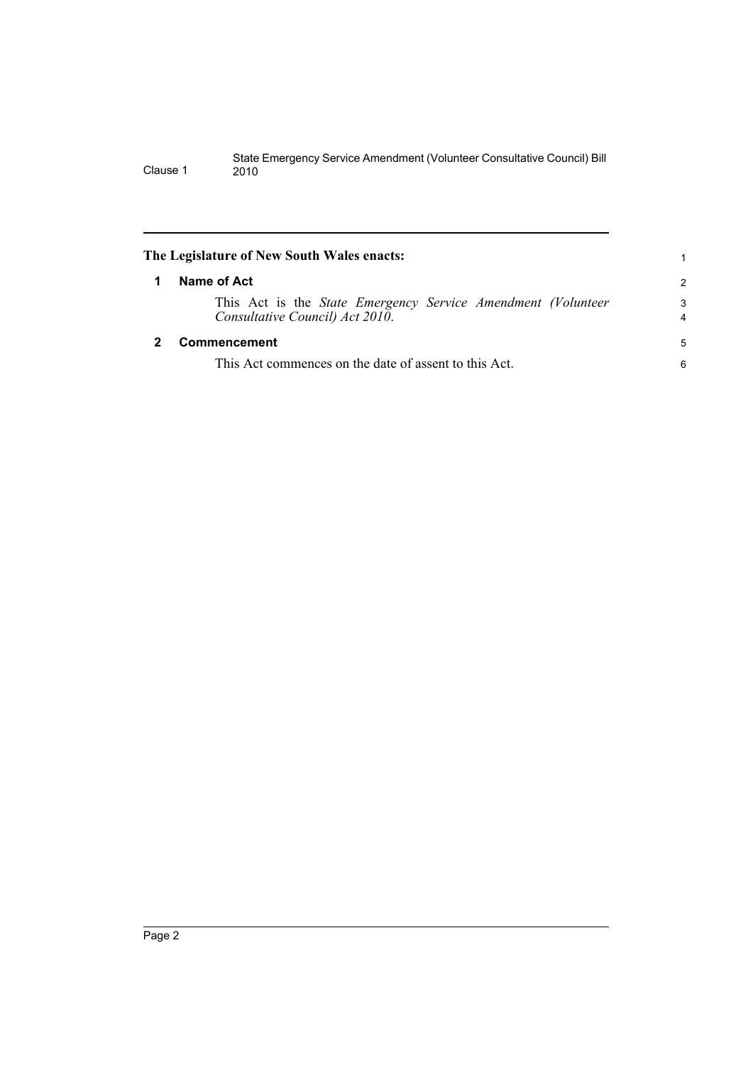**The Legislature of New South Wales enacts:**

## 1 Name of Act

This Act is the *State Emergency Service Amendment (Volunteer Consultative Council) Act 2010*.

## 2 Commencement

This Act commences on the date of assent to this Act.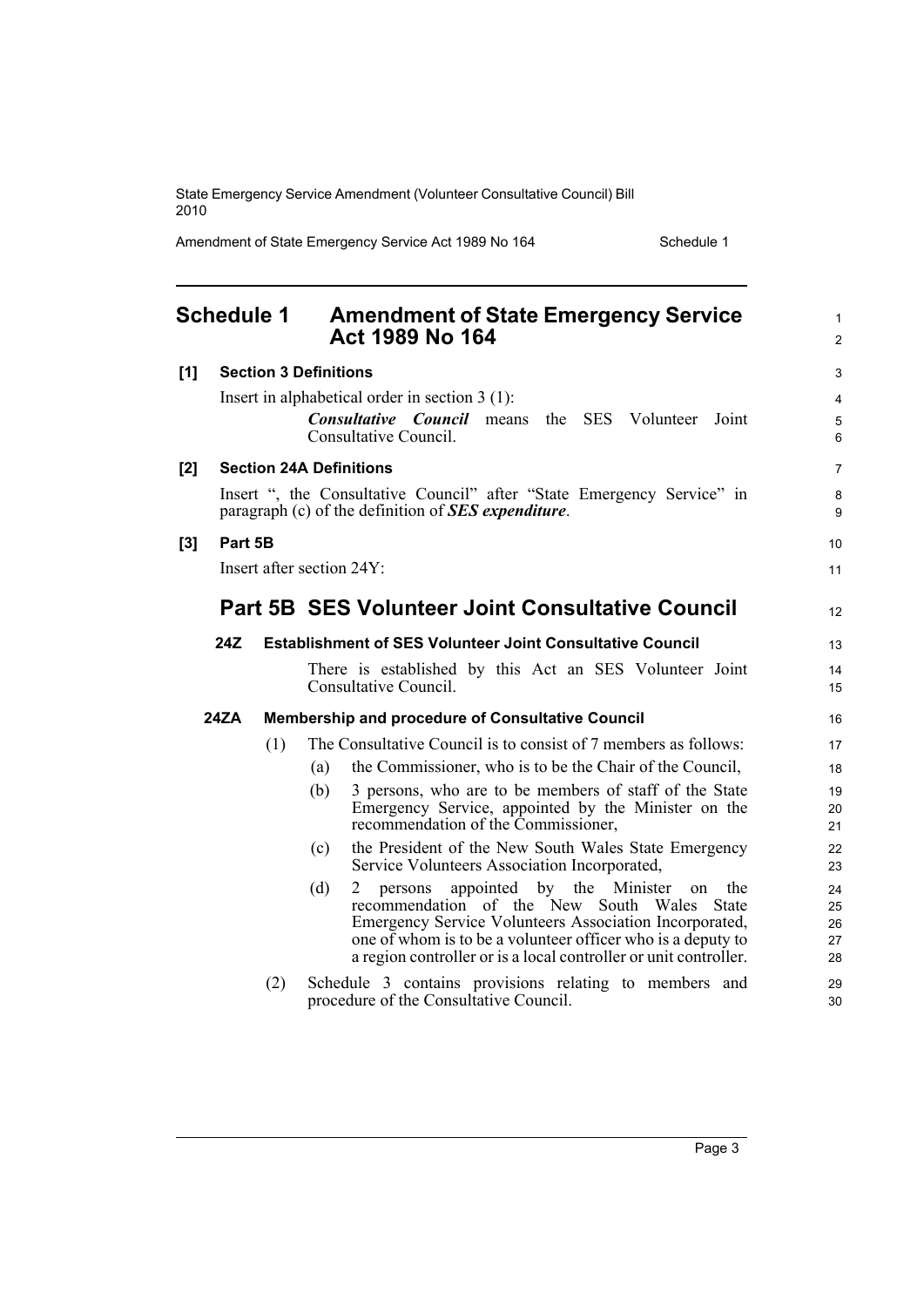# Schedule 1 Amendment of State Emergency Service Act 1989 No 164

**[1] Section 3 Definitions**

Insert in alphabetical order in section 3 (1):

> ***Consultative Council*** means the SES Volunteer Joint Consultative Council.

**[2] Section 24A Definitions**

Insert ", the Consultative Council" after "State Emergency Service" in paragraph (c) of the definition of ***SES expenditure***.

**[3] Part 5B**

Insert after section 24Y:

## Part 5B SES Volunteer Joint Consultative Council

### 24Z Establishment of SES Volunteer Joint Consultative Council

There is established by this Act an SES Volunteer Joint Consultative Council.

### 24ZA Membership and procedure of Consultative Council

(1) The Consultative Council is to consist of 7 members as follows:

(a) the Commissioner, who is to be the Chair of the Council,

(b) 3 persons, who are to be members of staff of the State Emergency Service, appointed by the Minister on the recommendation of the Commissioner,

(c) the President of the New South Wales State Emergency Service Volunteers Association Incorporated,

(d) 2 persons appointed by the Minister on the recommendation of the New South Wales State Emergency Service Volunteers Association Incorporated, one of whom is to be a volunteer officer who is a deputy to a region controller or is a local controller or unit controller.

(2) Schedule 3 contains provisions relating to members and procedure of the Consultative Council.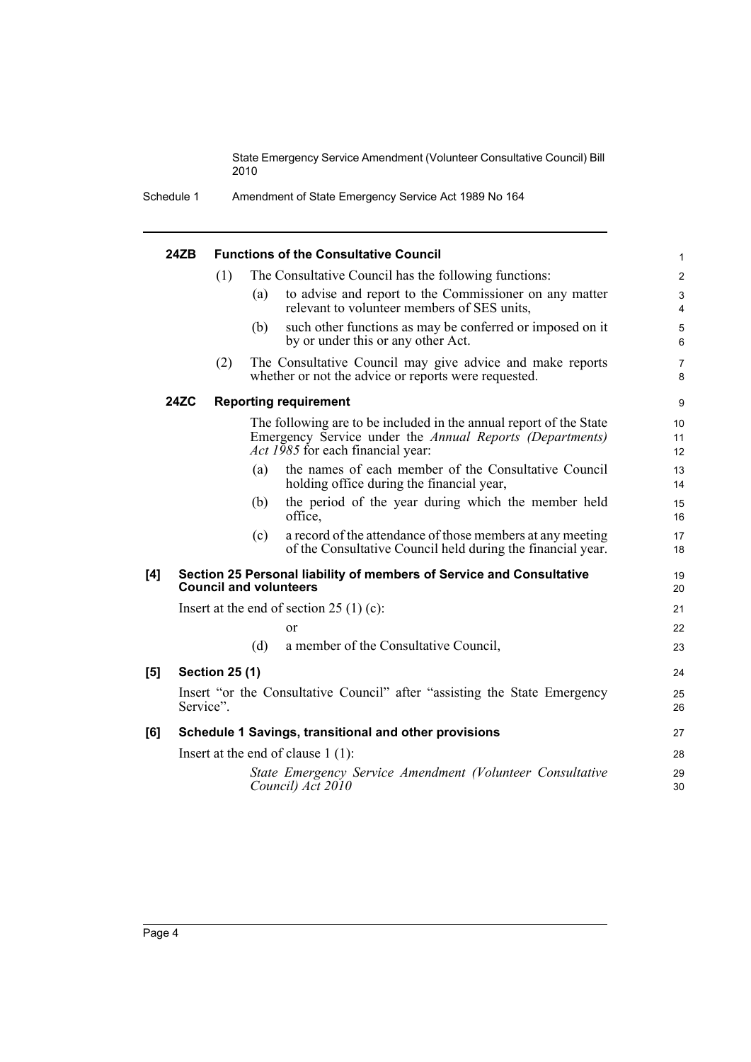#### 24ZB Functions of the Consultative Council

(1) The Consultative Council has the following functions:

(a) to advise and report to the Commissioner on any matter relevant to volunteer members of SES units,

(b) such other functions as may be conferred or imposed on it by or under this or any other Act.

(2) The Consultative Council may give advice and make reports whether or not the advice or reports were requested.

#### 24ZC Reporting requirement

The following are to be included in the annual report of the State Emergency Service under the *Annual Reports (Departments) Act 1985* for each financial year:

(a) the names of each member of the Consultative Council holding office during the financial year,

(b) the period of the year during which the member held office,

(c) a record of the attendance of those members at any meeting of the Consultative Council held during the financial year.

### [4] Section 25 Personal liability of members of Service and Consultative Council and volunteers

Insert at the end of section 25 (1) (c):

or

(d) a member of the Consultative Council,

### [5] Section 25 (1)

Insert "or the Consultative Council" after "assisting the State Emergency Service".

### [6] Schedule 1 Savings, transitional and other provisions

Insert at the end of clause 1 (1):

*State Emergency Service Amendment (Volunteer Consultative Council) Act 2010*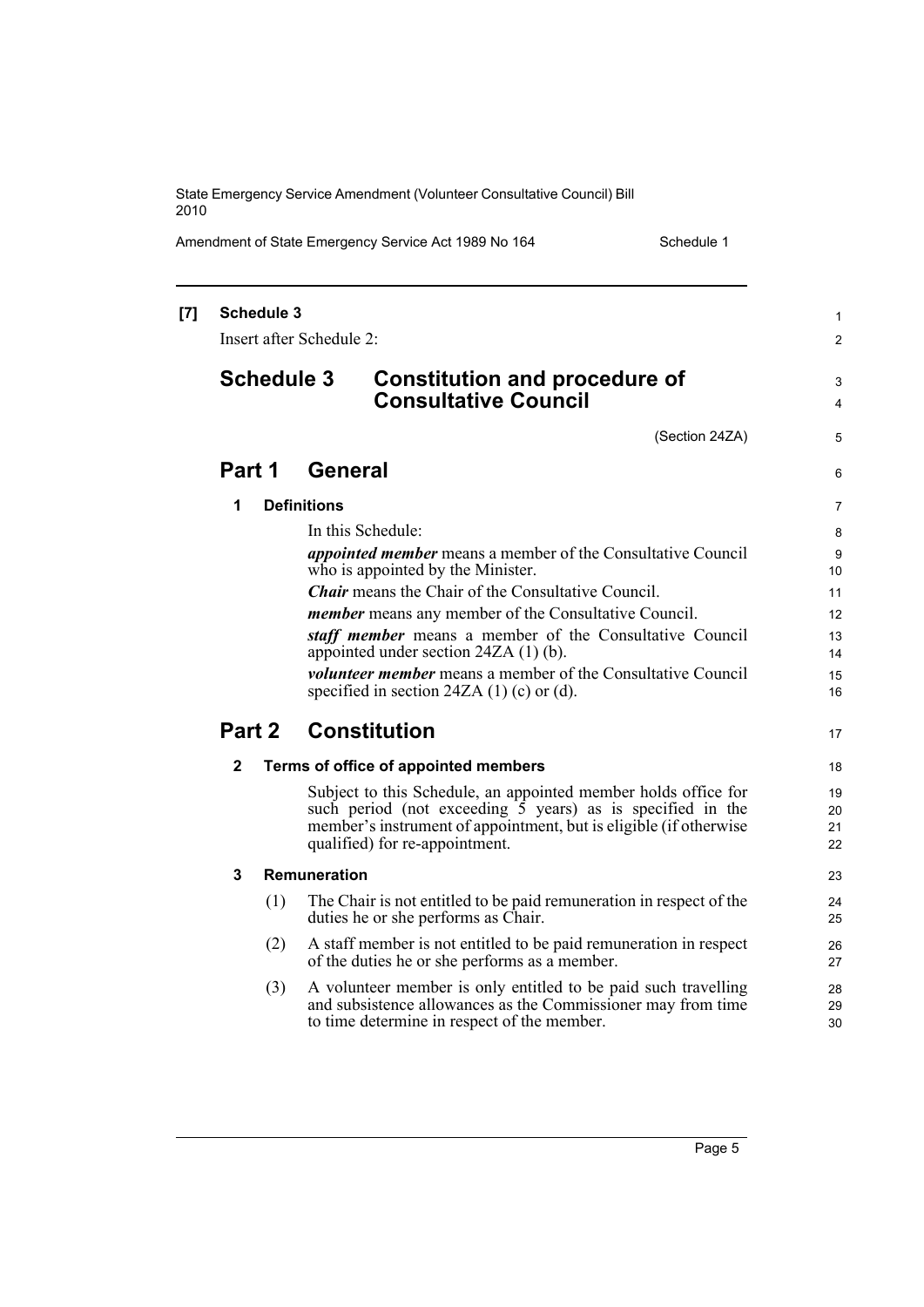**[7] Schedule 3**

Insert after Schedule 2:

# Schedule 3 Constitution and procedure of Consultative Council

(Section 24ZA)

## Part 1 General

### 1 Definitions

In this Schedule:

***appointed member*** means a member of the Consultative Council who is appointed by the Minister.

***Chair*** means the Chair of the Consultative Council.

***member*** means any member of the Consultative Council.

***staff member*** means a member of the Consultative Council appointed under section 24ZA (1) (b).

***volunteer member*** means a member of the Consultative Council specified in section 24ZA (1) (c) or (d).

## Part 2 Constitution

### 2 Terms of office of appointed members

Subject to this Schedule, an appointed member holds office for such period (not exceeding 5 years) as is specified in the member's instrument of appointment, but is eligible (if otherwise qualified) for re-appointment.

### 3 Remuneration

(1) The Chair is not entitled to be paid remuneration in respect of the duties he or she performs as Chair.

(2) A staff member is not entitled to be paid remuneration in respect of the duties he or she performs as a member.

(3) A volunteer member is only entitled to be paid such travelling and subsistence allowances as the Commissioner may from time to time determine in respect of the member.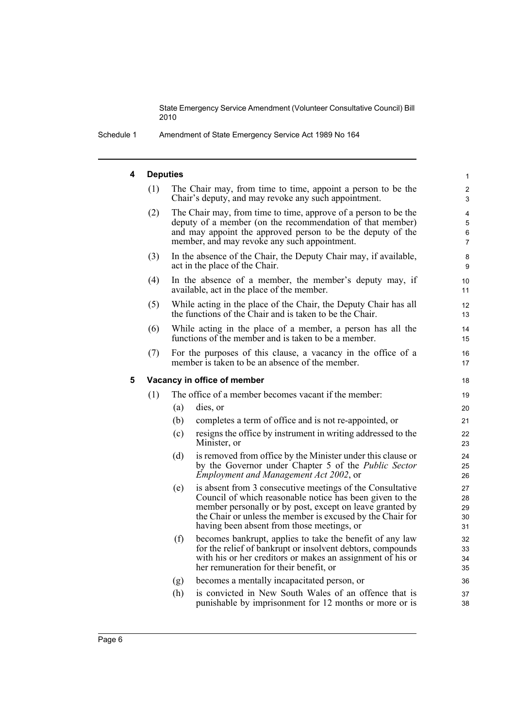#### 4 Deputies

(1) The Chair may, from time to time, appoint a person to be the Chair's deputy, and may revoke any such appointment.

(2) The Chair may, from time to time, approve of a person to be the deputy of a member (on the recommendation of that member) and may appoint the approved person to be the deputy of the member, and may revoke any such appointment.

(3) In the absence of the Chair, the Deputy Chair may, if available, act in the place of the Chair.

(4) In the absence of a member, the member's deputy may, if available, act in the place of the member.

(5) While acting in the place of the Chair, the Deputy Chair has all the functions of the Chair and is taken to be the Chair.

(6) While acting in the place of a member, a person has all the functions of the member and is taken to be a member.

(7) For the purposes of this clause, a vacancy in the office of a member is taken to be an absence of the member.

#### 5 Vacancy in office of member

(1) The office of a member becomes vacant if the member:

- (a) dies, or
- (b) completes a term of office and is not re-appointed, or
- (c) resigns the office by instrument in writing addressed to the Minister, or
- (d) is removed from office by the Minister under this clause or by the Governor under Chapter 5 of the *Public Sector Employment and Management Act 2002*, or
- (e) is absent from 3 consecutive meetings of the Consultative Council of which reasonable notice has been given to the member personally or by post, except on leave granted by the Chair or unless the member is excused by the Chair for having been absent from those meetings, or
- (f) becomes bankrupt, applies to take the benefit of any law for the relief of bankrupt or insolvent debtors, compounds with his or her creditors or makes an assignment of his or her remuneration for their benefit, or
- (g) becomes a mentally incapacitated person, or
- (h) is convicted in New South Wales of an offence that is punishable by imprisonment for 12 months or more or is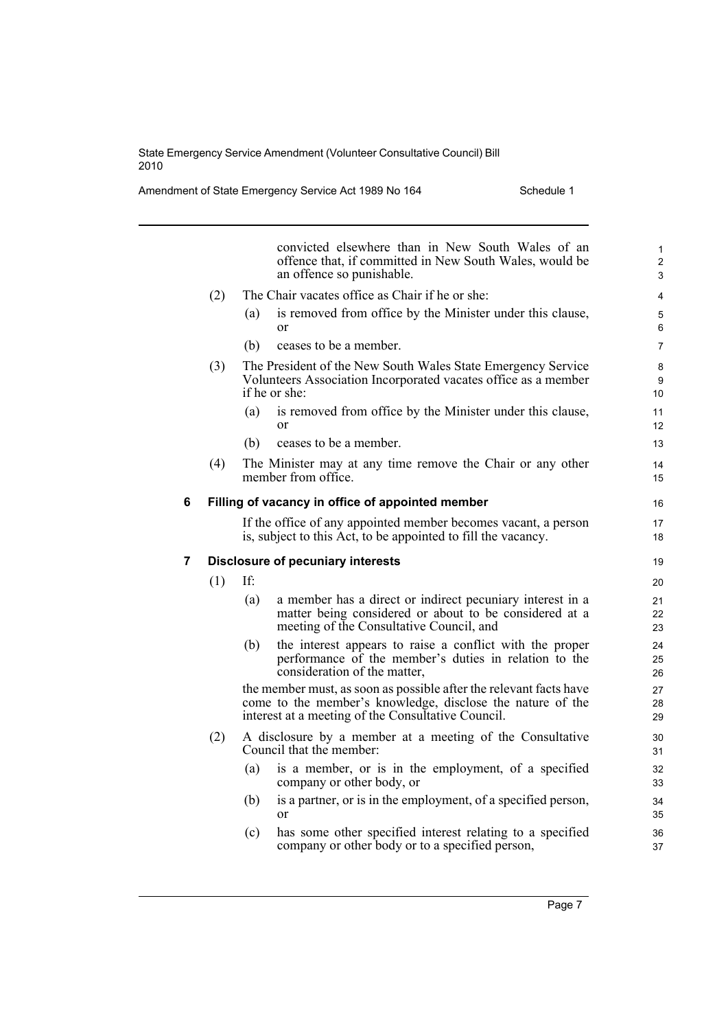convicted elsewhere than in New South Wales of an offence that, if committed in New South Wales, would be an offence so punishable.

(2) The Chair vacates office as Chair if he or she:

(a) is removed from office by the Minister under this clause, or

(b) ceases to be a member.

(3) The President of the New South Wales State Emergency Service Volunteers Association Incorporated vacates office as a member if he or she:

(a) is removed from office by the Minister under this clause, or

(b) ceases to be a member.

(4) The Minister may at any time remove the Chair or any other member from office.

### 6 Filling of vacancy in office of appointed member

If the office of any appointed member becomes vacant, a person is, subject to this Act, to be appointed to fill the vacancy.

### 7 Disclosure of pecuniary interests

(1) If:

(a) a member has a direct or indirect pecuniary interest in a matter being considered or about to be considered at a meeting of the Consultative Council, and

(b) the interest appears to raise a conflict with the proper performance of the member's duties in relation to the consideration of the matter,

the member must, as soon as possible after the relevant facts have come to the member's knowledge, disclose the nature of the interest at a meeting of the Consultative Council.

(2) A disclosure by a member at a meeting of the Consultative Council that the member:

(a) is a member, or is in the employment, of a specified company or other body, or

(b) is a partner, or is in the employment, of a specified person, or

(c) has some other specified interest relating to a specified company or other body or to a specified person,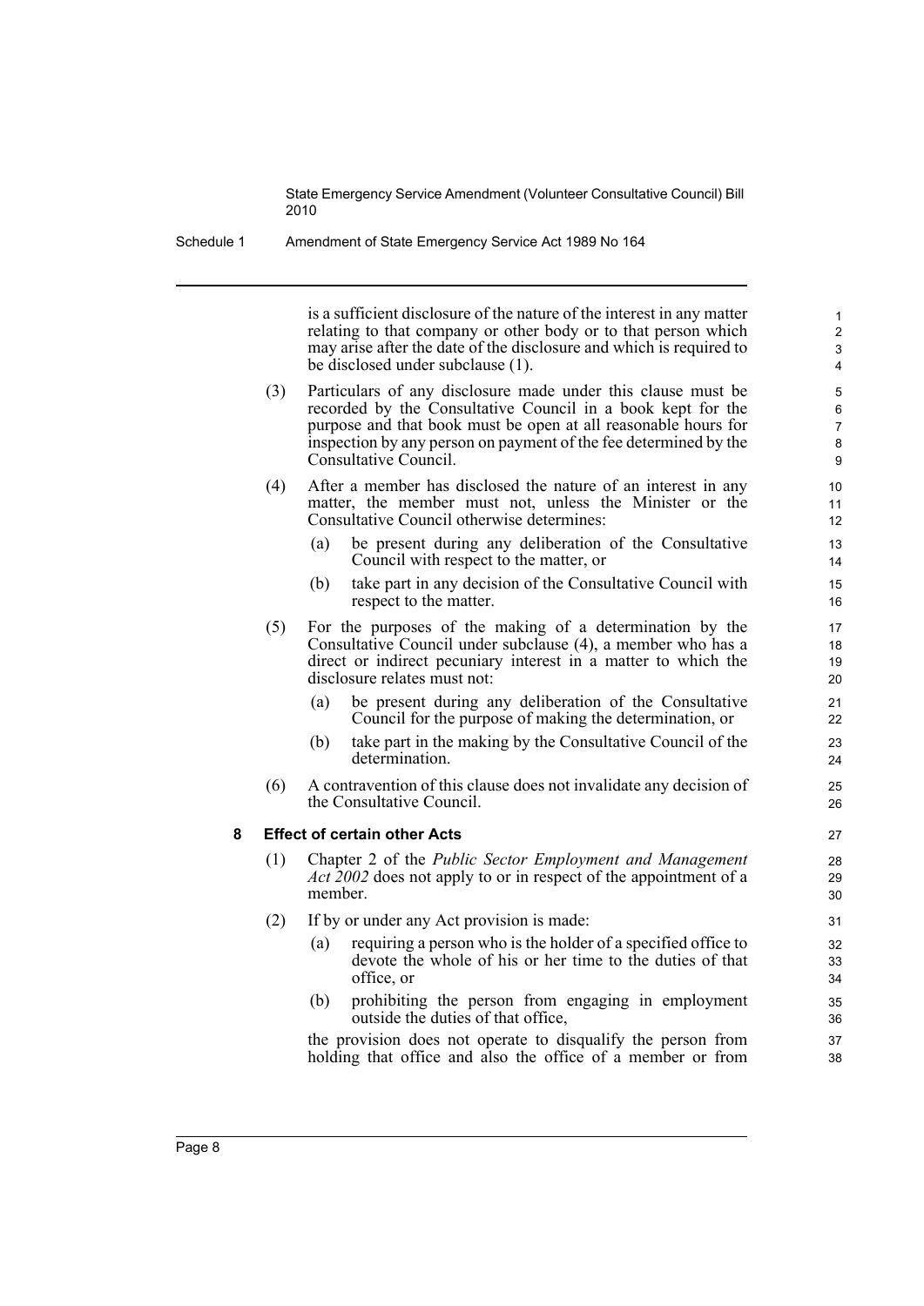is a sufficient disclosure of the nature of the interest in any matter relating to that company or other body or to that person which may arise after the date of the disclosure and which is required to be disclosed under subclause (1).

(3) Particulars of any disclosure made under this clause must be recorded by the Consultative Council in a book kept for the purpose and that book must be open at all reasonable hours for inspection by any person on payment of the fee determined by the Consultative Council.

(4) After a member has disclosed the nature of an interest in any matter, the member must not, unless the Minister or the Consultative Council otherwise determines:

(a) be present during any deliberation of the Consultative Council with respect to the matter, or

(b) take part in any decision of the Consultative Council with respect to the matter.

(5) For the purposes of the making of a determination by the Consultative Council under subclause (4), a member who has a direct or indirect pecuniary interest in a matter to which the disclosure relates must not:

(a) be present during any deliberation of the Consultative Council for the purpose of making the determination, or

(b) take part in the making by the Consultative Council of the determination.

(6) A contravention of this clause does not invalidate any decision of the Consultative Council.

**8 Effect of certain other Acts**

(1) Chapter 2 of the *Public Sector Employment and Management Act 2002* does not apply to or in respect of the appointment of a member.

(2) If by or under any Act provision is made:

(a) requiring a person who is the holder of a specified office to devote the whole of his or her time to the duties of that office, or

(b) prohibiting the person from engaging in employment outside the duties of that office,

the provision does not operate to disqualify the person from holding that office and also the office of a member or from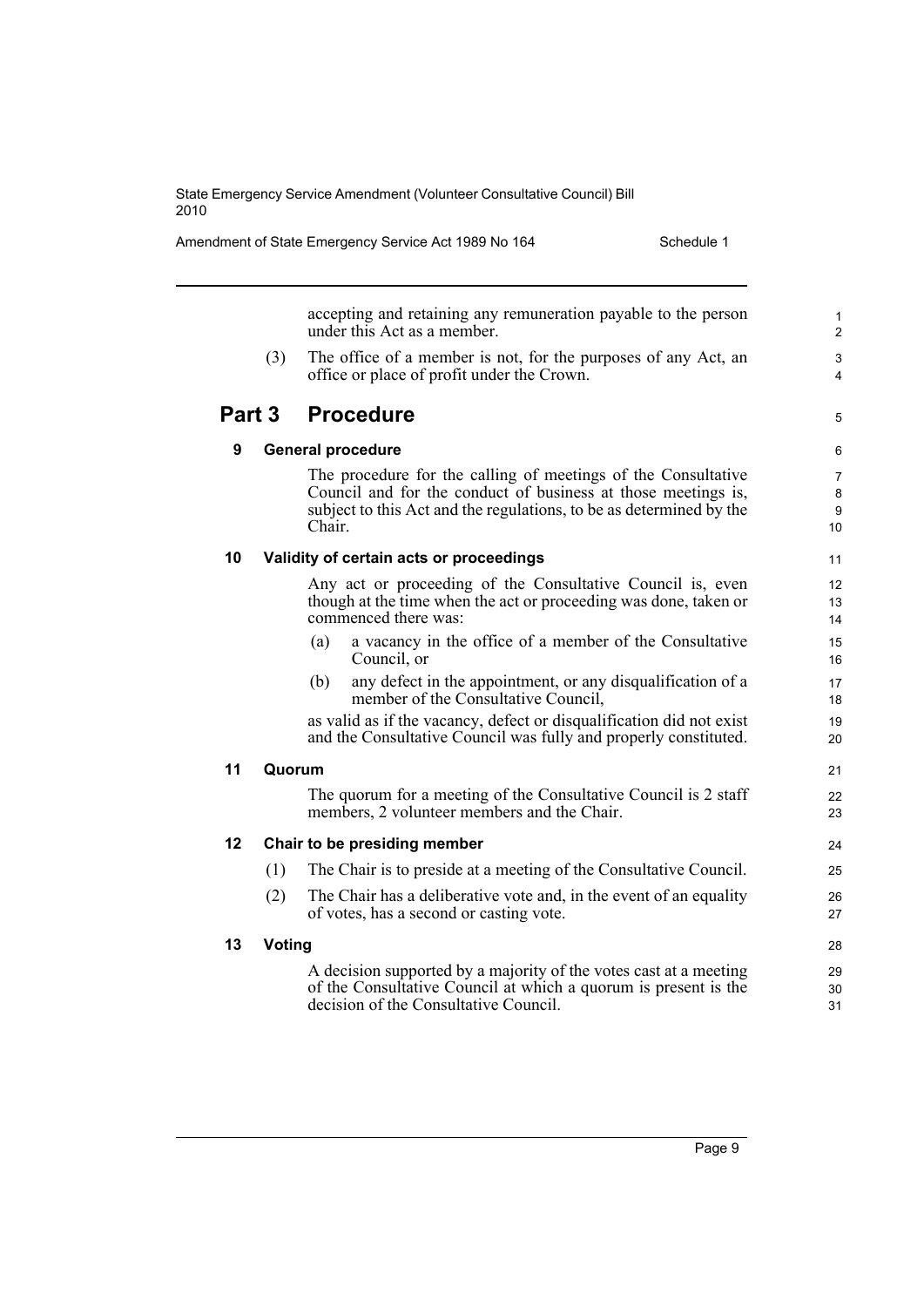accepting and retaining any remuneration payable to the person under this Act as a member.

(3) The office of a member is not, for the purposes of any Act, an office or place of profit under the Crown.

## Part 3 Procedure

### 9 General procedure

The procedure for the calling of meetings of the Consultative Council and for the conduct of business at those meetings is, subject to this Act and the regulations, to be as determined by the Chair.

### 10 Validity of certain acts or proceedings

Any act or proceeding of the Consultative Council is, even though at the time when the act or proceeding was done, taken or commenced there was:

(a) a vacancy in the office of a member of the Consultative Council, or

(b) any defect in the appointment, or any disqualification of a member of the Consultative Council,

as valid as if the vacancy, defect or disqualification did not exist and the Consultative Council was fully and properly constituted.

### 11 Quorum

The quorum for a meeting of the Consultative Council is 2 staff members, 2 volunteer members and the Chair.

### 12 Chair to be presiding member

(1) The Chair is to preside at a meeting of the Consultative Council.

(2) The Chair has a deliberative vote and, in the event of an equality of votes, has a second or casting vote.

### 13 Voting

A decision supported by a majority of the votes cast at a meeting of the Consultative Council at which a quorum is present is the decision of the Consultative Council.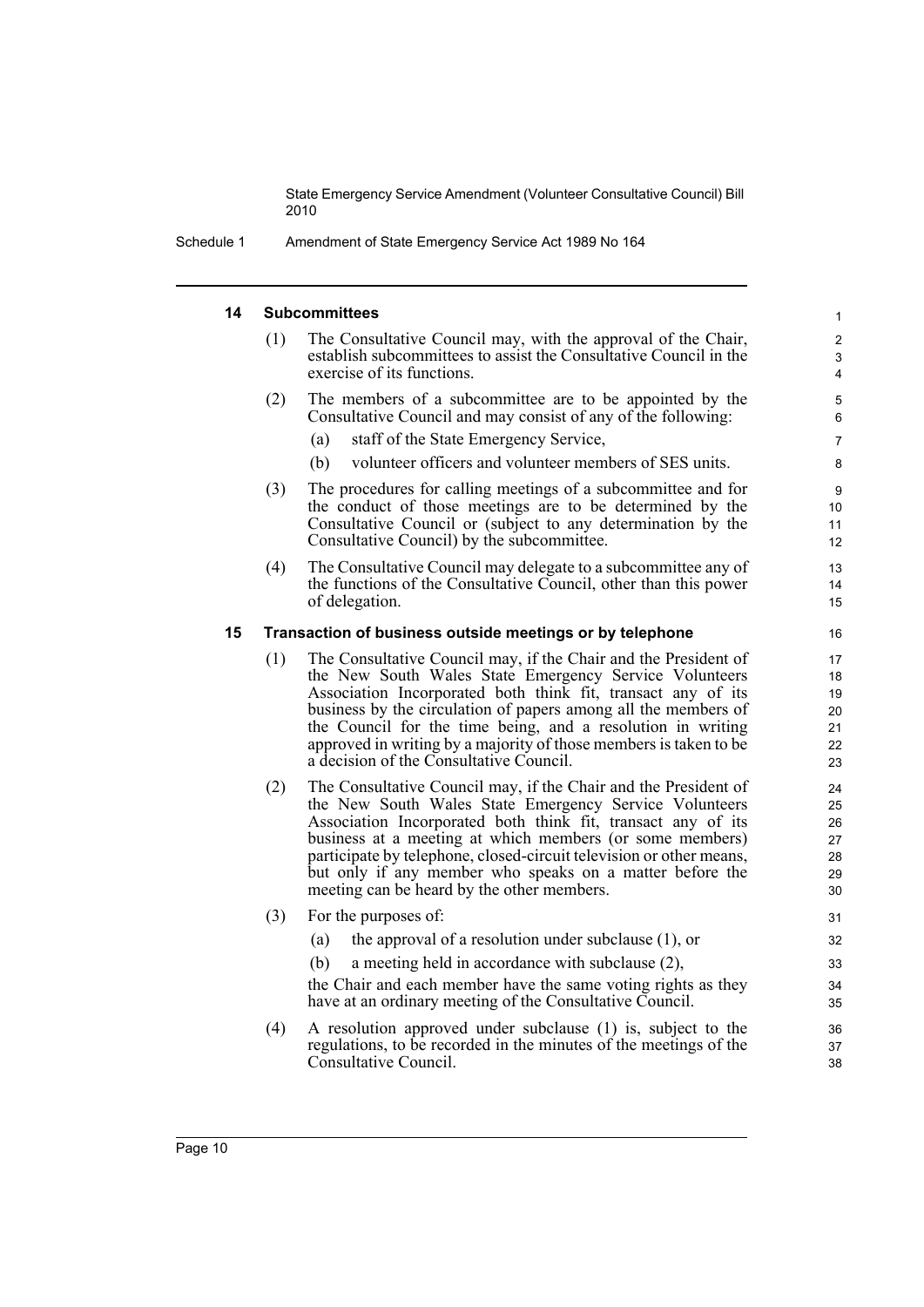## 14 Subcommittees

(1) The Consultative Council may, with the approval of the Chair, establish subcommittees to assist the Consultative Council in the exercise of its functions.

(2) The members of a subcommittee are to be appointed by the Consultative Council and may consist of any of the following:

- (a) staff of the State Emergency Service,
- (b) volunteer officers and volunteer members of SES units.

(3) The procedures for calling meetings of a subcommittee and for the conduct of those meetings are to be determined by the Consultative Council or (subject to any determination by the Consultative Council) by the subcommittee.

(4) The Consultative Council may delegate to a subcommittee any of the functions of the Consultative Council, other than this power of delegation.

## 15 Transaction of business outside meetings or by telephone

(1) The Consultative Council may, if the Chair and the President of the New South Wales State Emergency Service Volunteers Association Incorporated both think fit, transact any of its business by the circulation of papers among all the members of the Council for the time being, and a resolution in writing approved in writing by a majority of those members is taken to be a decision of the Consultative Council.

(2) The Consultative Council may, if the Chair and the President of the New South Wales State Emergency Service Volunteers Association Incorporated both think fit, transact any of its business at a meeting at which members (or some members) participate by telephone, closed-circuit television or other means, but only if any member who speaks on a matter before the meeting can be heard by the other members.

(3) For the purposes of:

- (a) the approval of a resolution under subclause (1), or
- (b) a meeting held in accordance with subclause (2),

the Chair and each member have the same voting rights as they have at an ordinary meeting of the Consultative Council.

(4) A resolution approved under subclause (1) is, subject to the regulations, to be recorded in the minutes of the meetings of the Consultative Council.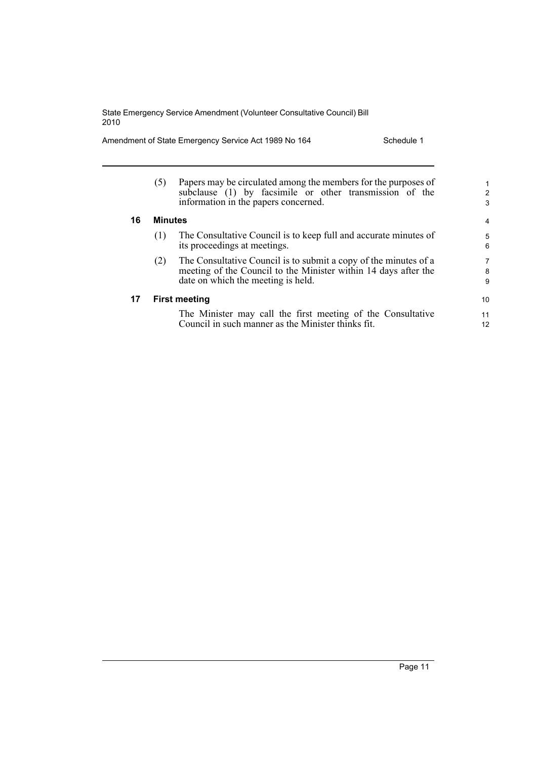(5) Papers may be circulated among the members for the purposes of subclause (1) by facsimile or other transmission of the information in the papers concerned.

### 16 Minutes

(1) The Consultative Council is to keep full and accurate minutes of its proceedings at meetings.

(2) The Consultative Council is to submit a copy of the minutes of a meeting of the Council to the Minister within 14 days after the date on which the meeting is held.

### 17 First meeting

The Minister may call the first meeting of the Consultative Council in such manner as the Minister thinks fit.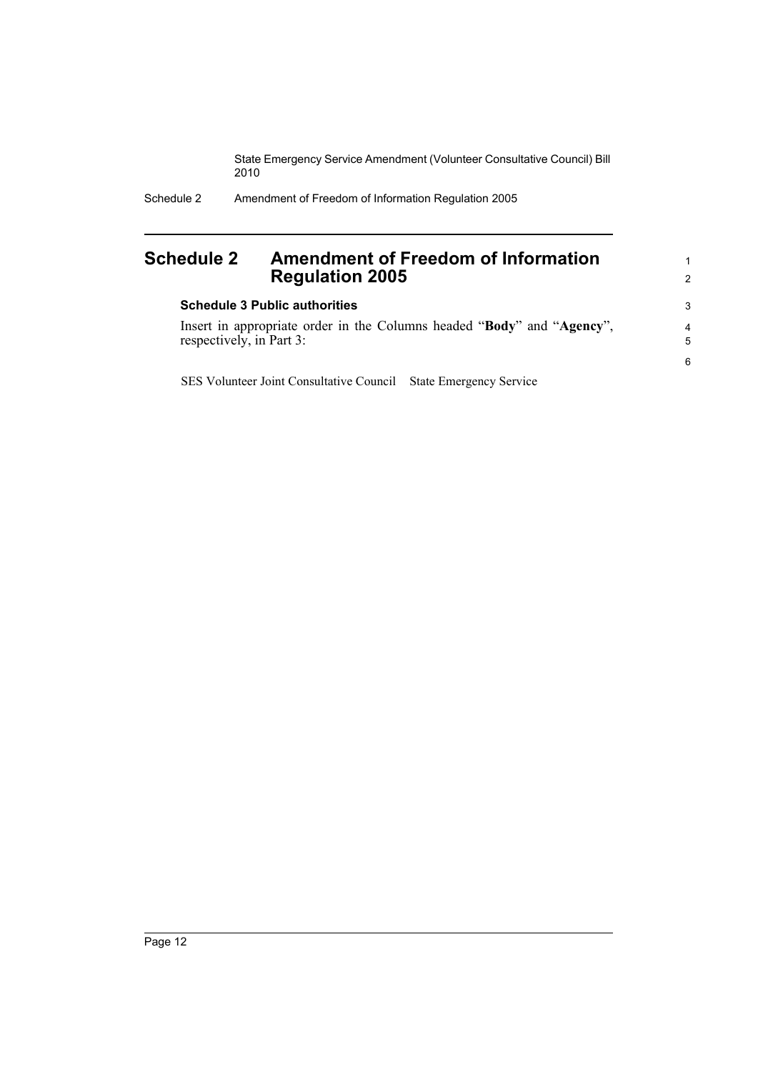# Schedule 2 Amendment of Freedom of Information Regulation 2005

**Schedule 3 Public authorities**

Insert in appropriate order in the Columns headed "**Body**" and "**Agency**", respectively, in Part 3:

| | |
|---|---|
| SES Volunteer Joint Consultative Council | State Emergency Service |